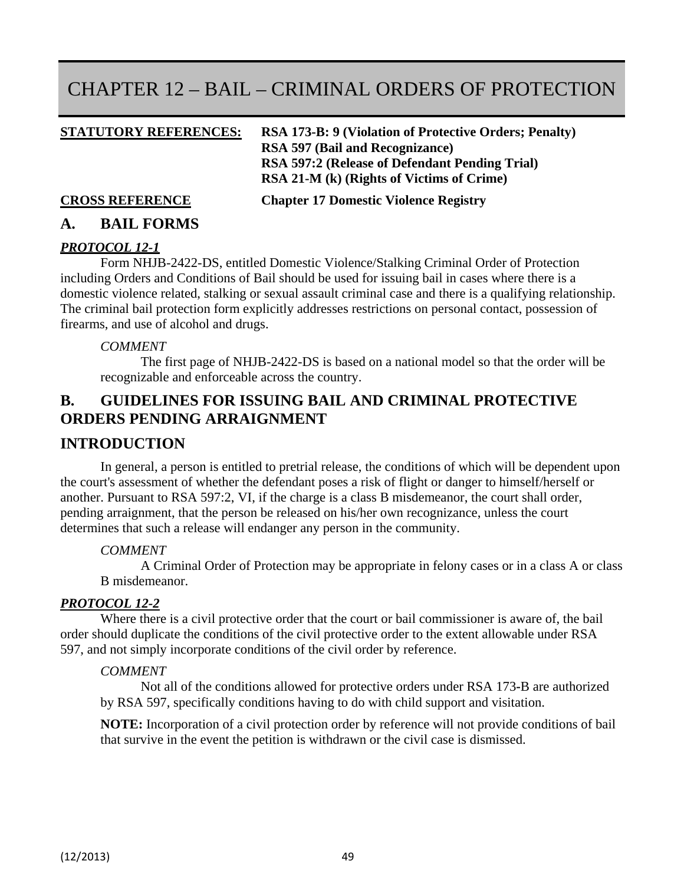# CHAPTER 12 – BAIL – CRIMINAL ORDERS OF PROTECTION

**STATUTORY REFERENCES:** **RSA 173-B: 9 (Violation of Protective Orders; Penalty)**
**RSA 597 (Bail and Recognizance)**
**RSA 597:2 (Release of Defendant Pending Trial)**
**RSA 21-M (k) (Rights of Victims of Crime)**

**CROSS REFERENCE** **Chapter 17 Domestic Violence Registry**

## A. BAIL FORMS

***PROTOCOL 12-1***

Form NHJB-2422-DS, entitled Domestic Violence/Stalking Criminal Order of Protection including Orders and Conditions of Bail should be used for issuing bail in cases where there is a domestic violence related, stalking or sexual assault criminal case and there is a qualifying relationship. The criminal bail protection form explicitly addresses restrictions on personal contact, possession of firearms, and use of alcohol and drugs.

*COMMENT*

The first page of NHJB-2422-DS is based on a national model so that the order will be recognizable and enforceable across the country.

## B. GUIDELINES FOR ISSUING BAIL AND CRIMINAL PROTECTIVE ORDERS PENDING ARRAIGNMENT

## INTRODUCTION

In general, a person is entitled to pretrial release, the conditions of which will be dependent upon the court's assessment of whether the defendant poses a risk of flight or danger to himself/herself or another. Pursuant to RSA 597:2, VI, if the charge is a class B misdemeanor, the court shall order, pending arraignment, that the person be released on his/her own recognizance, unless the court determines that such a release will endanger any person in the community.

*COMMENT*

A Criminal Order of Protection may be appropriate in felony cases or in a class A or class B misdemeanor.

***PROTOCOL 12-2***

Where there is a civil protective order that the court or bail commissioner is aware of, the bail order should duplicate the conditions of the civil protective order to the extent allowable under RSA 597, and not simply incorporate conditions of the civil order by reference.

*COMMENT*

Not all of the conditions allowed for protective orders under RSA 173-B are authorized by RSA 597, specifically conditions having to do with child support and visitation.

**NOTE:** Incorporation of a civil protection order by reference will not provide conditions of bail that survive in the event the petition is withdrawn or the civil case is dismissed.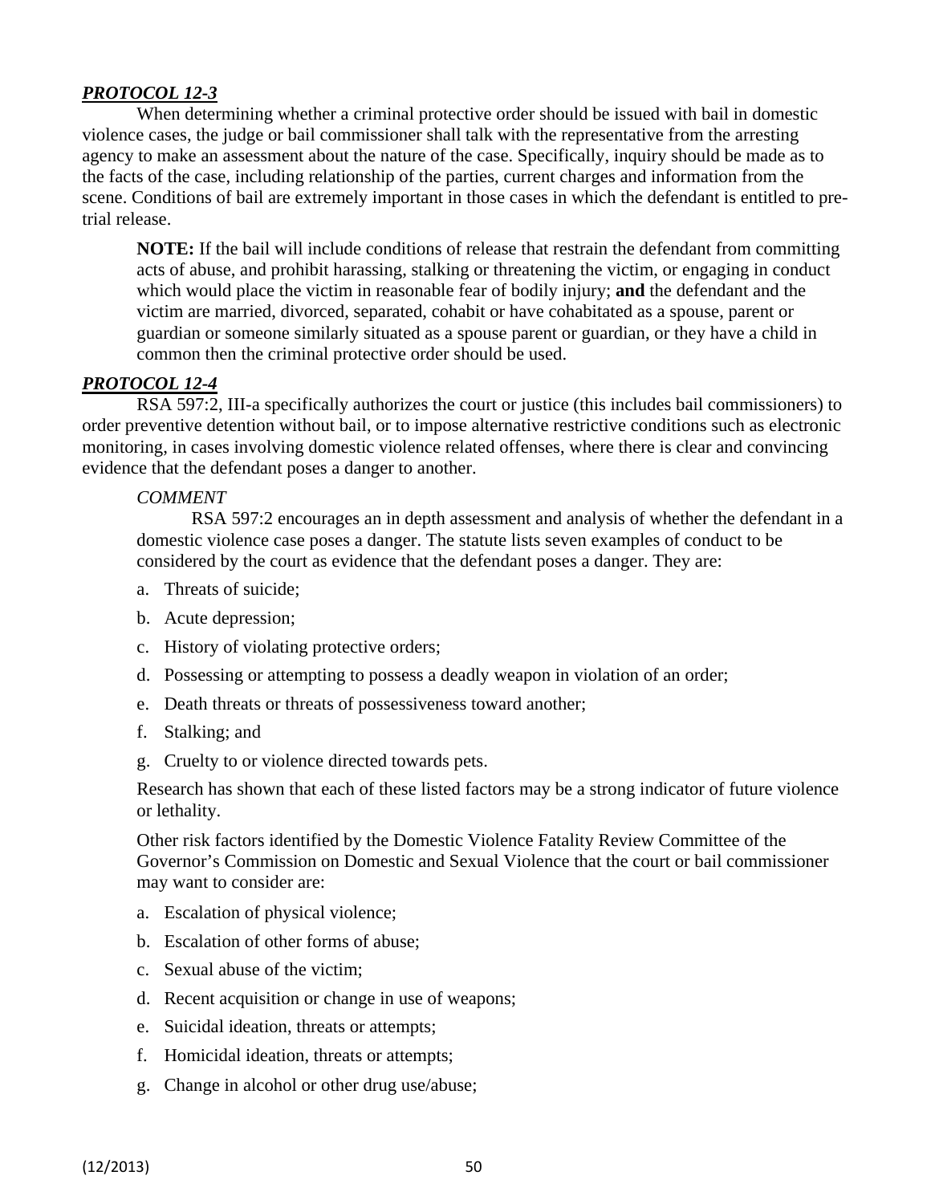***PROTOCOL 12-3***

When determining whether a criminal protective order should be issued with bail in domestic violence cases, the judge or bail commissioner shall talk with the representative from the arresting agency to make an assessment about the nature of the case. Specifically, inquiry should be made as to the facts of the case, including relationship of the parties, current charges and information from the scene. Conditions of bail are extremely important in those cases in which the defendant is entitled to pre-trial release.

> **NOTE:** If the bail will include conditions of release that restrain the defendant from committing acts of abuse, and prohibit harassing, stalking or threatening the victim, or engaging in conduct which would place the victim in reasonable fear of bodily injury; **and** the defendant and the victim are married, divorced, separated, cohabit or have cohabitated as a spouse, parent or guardian or someone similarly situated as a spouse parent or guardian, or they have a child in common then the criminal protective order should be used.

***PROTOCOL 12-4***

RSA 597:2, III-a specifically authorizes the court or justice (this includes bail commissioners) to order preventive detention without bail, or to impose alternative restrictive conditions such as electronic monitoring, in cases involving domestic violence related offenses, where there is clear and convincing evidence that the defendant poses a danger to another.

*COMMENT*

RSA 597:2 encourages an in depth assessment and analysis of whether the defendant in a domestic violence case poses a danger. The statute lists seven examples of conduct to be considered by the court as evidence that the defendant poses a danger. They are:

a. Threats of suicide;
b. Acute depression;
c. History of violating protective orders;
d. Possessing or attempting to possess a deadly weapon in violation of an order;
e. Death threats or threats of possessiveness toward another;
f. Stalking; and
g. Cruelty to or violence directed towards pets.

Research has shown that each of these listed factors may be a strong indicator of future violence or lethality.

Other risk factors identified by the Domestic Violence Fatality Review Committee of the Governor's Commission on Domestic and Sexual Violence that the court or bail commissioner may want to consider are:

a. Escalation of physical violence;
b. Escalation of other forms of abuse;
c. Sexual abuse of the victim;
d. Recent acquisition or change in use of weapons;
e. Suicidal ideation, threats or attempts;
f. Homicidal ideation, threats or attempts;
g. Change in alcohol or other drug use/abuse;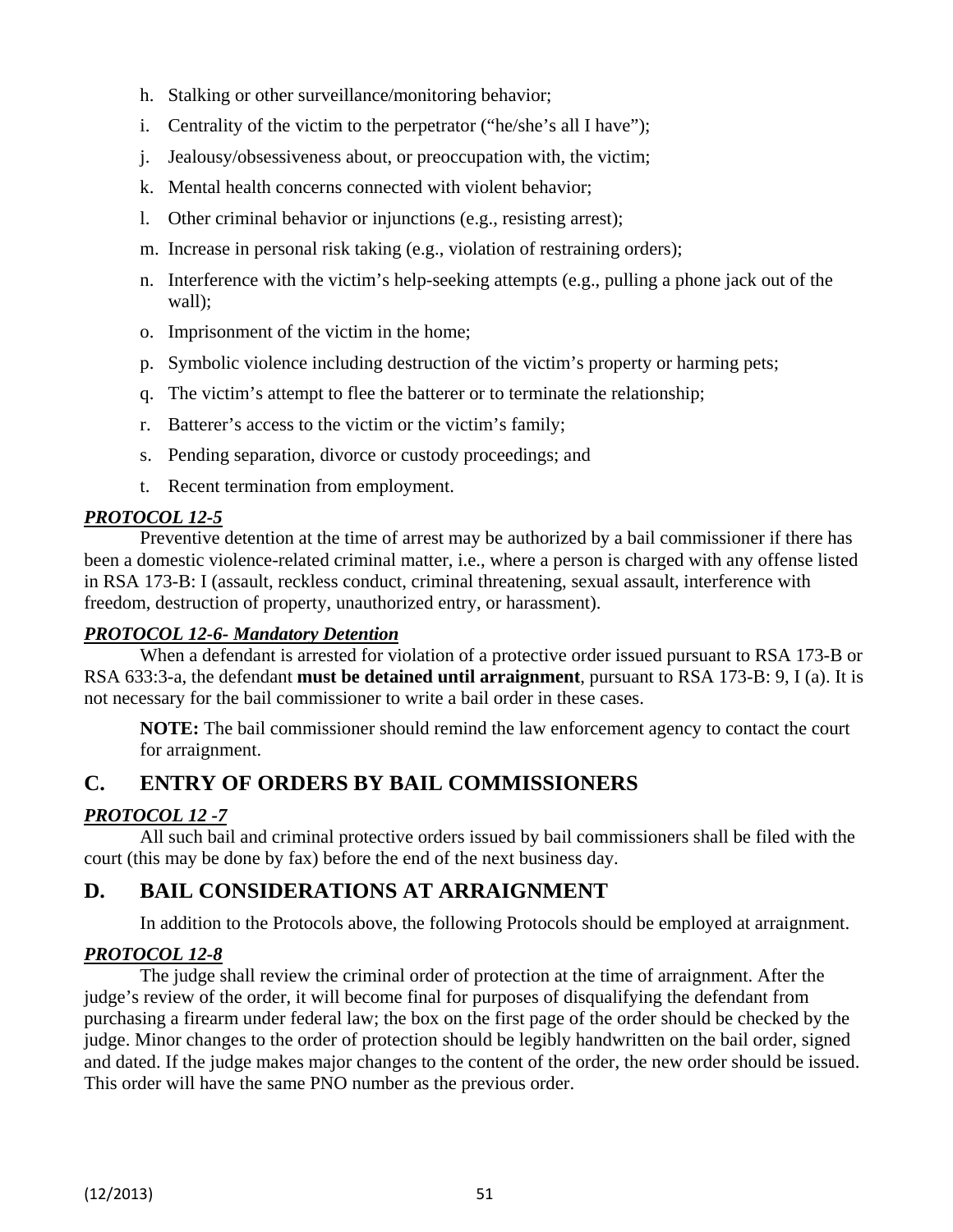h. Stalking or other surveillance/monitoring behavior;

i. Centrality of the victim to the perpetrator ("he/she's all I have");

j. Jealousy/obsessiveness about, or preoccupation with, the victim;

k. Mental health concerns connected with violent behavior;

l. Other criminal behavior or injunctions (e.g., resisting arrest);

m. Increase in personal risk taking (e.g., violation of restraining orders);

n. Interference with the victim's help-seeking attempts (e.g., pulling a phone jack out of the wall);

o. Imprisonment of the victim in the home;

p. Symbolic violence including destruction of the victim's property or harming pets;

q. The victim's attempt to flee the batterer or to terminate the relationship;

r. Batterer's access to the victim or the victim's family;

s. Pending separation, divorce or custody proceedings; and

t. Recent termination from employment.

***PROTOCOL 12-5***

Preventive detention at the time of arrest may be authorized by a bail commissioner if there has been a domestic violence-related criminal matter, i.e., where a person is charged with any offense listed in RSA 173-B: I (assault, reckless conduct, criminal threatening, sexual assault, interference with freedom, destruction of property, unauthorized entry, or harassment).

***PROTOCOL 12-6- Mandatory Detention***

When a defendant is arrested for violation of a protective order issued pursuant to RSA 173-B or RSA 633:3-a, the defendant **must be detained until arraignment**, pursuant to RSA 173-B: 9, I (a). It is not necessary for the bail commissioner to write a bail order in these cases.

> **NOTE:** The bail commissioner should remind the law enforcement agency to contact the court for arraignment.

## C. ENTRY OF ORDERS BY BAIL COMMISSIONERS

***PROTOCOL 12 -7***

All such bail and criminal protective orders issued by bail commissioners shall be filed with the court (this may be done by fax) before the end of the next business day.

## D. BAIL CONSIDERATIONS AT ARRAIGNMENT

In addition to the Protocols above, the following Protocols should be employed at arraignment.

***PROTOCOL 12-8***

The judge shall review the criminal order of protection at the time of arraignment. After the judge's review of the order, it will become final for purposes of disqualifying the defendant from purchasing a firearm under federal law; the box on the first page of the order should be checked by the judge. Minor changes to the order of protection should be legibly handwritten on the bail order, signed and dated. If the judge makes major changes to the content of the order, the new order should be issued. This order will have the same PNO number as the previous order.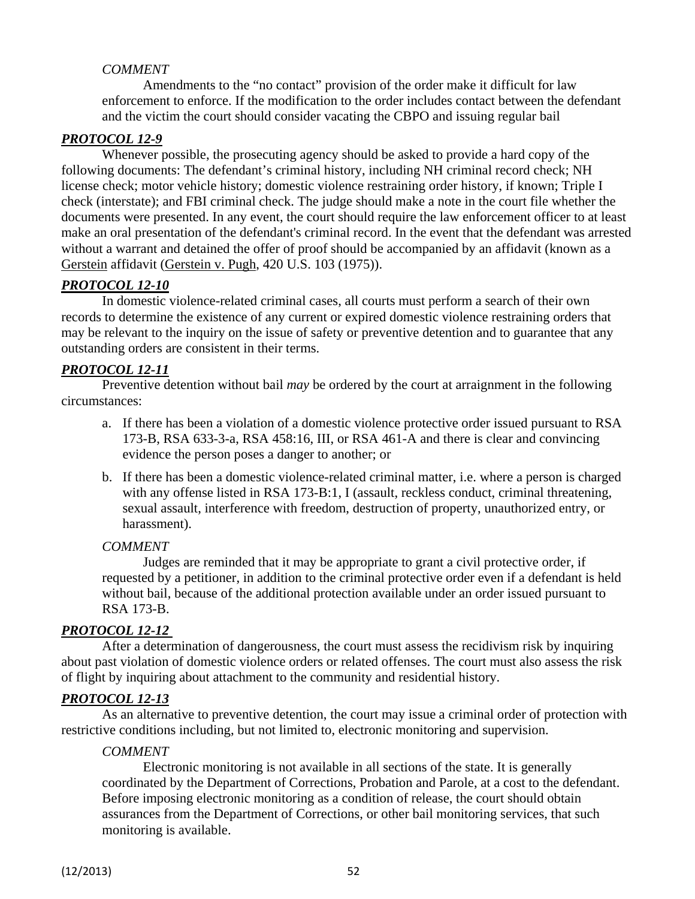*COMMENT*

Amendments to the "no contact" provision of the order make it difficult for law enforcement to enforce. If the modification to the order includes contact between the defendant and the victim the court should consider vacating the CBPO and issuing regular bail

***PROTOCOL 12-9***

Whenever possible, the prosecuting agency should be asked to provide a hard copy of the following documents: The defendant's criminal history, including NH criminal record check; NH license check; motor vehicle history; domestic violence restraining order history, if known; Triple I check (interstate); and FBI criminal check. The judge should make a note in the court file whether the documents were presented. In any event, the court should require the law enforcement officer to at least make an oral presentation of the defendant's criminal record. In the event that the defendant was arrested without a warrant and detained the offer of proof should be accompanied by an affidavit (known as a Gerstein affidavit (Gerstein v. Pugh, 420 U.S. 103 (1975)).

***PROTOCOL 12-10***

In domestic violence-related criminal cases, all courts must perform a search of their own records to determine the existence of any current or expired domestic violence restraining orders that may be relevant to the inquiry on the issue of safety or preventive detention and to guarantee that any outstanding orders are consistent in their terms.

***PROTOCOL 12-11***

Preventive detention without bail *may* be ordered by the court at arraignment in the following circumstances:

a. If there has been a violation of a domestic violence protective order issued pursuant to RSA 173-B, RSA 633-3-a, RSA 458:16, III, or RSA 461-A and there is clear and convincing evidence the person poses a danger to another; or

b. If there has been a domestic violence-related criminal matter, i.e. where a person is charged with any offense listed in RSA 173-B:1, I (assault, reckless conduct, criminal threatening, sexual assault, interference with freedom, destruction of property, unauthorized entry, or harassment).

*COMMENT*

Judges are reminded that it may be appropriate to grant a civil protective order, if requested by a petitioner, in addition to the criminal protective order even if a defendant is held without bail, because of the additional protection available under an order issued pursuant to RSA 173-B.

***PROTOCOL 12-12***

After a determination of dangerousness, the court must assess the recidivism risk by inquiring about past violation of domestic violence orders or related offenses. The court must also assess the risk of flight by inquiring about attachment to the community and residential history.

***PROTOCOL 12-13***

As an alternative to preventive detention, the court may issue a criminal order of protection with restrictive conditions including, but not limited to, electronic monitoring and supervision.

*COMMENT*

Electronic monitoring is not available in all sections of the state. It is generally coordinated by the Department of Corrections, Probation and Parole, at a cost to the defendant. Before imposing electronic monitoring as a condition of release, the court should obtain assurances from the Department of Corrections, or other bail monitoring services, that such monitoring is available.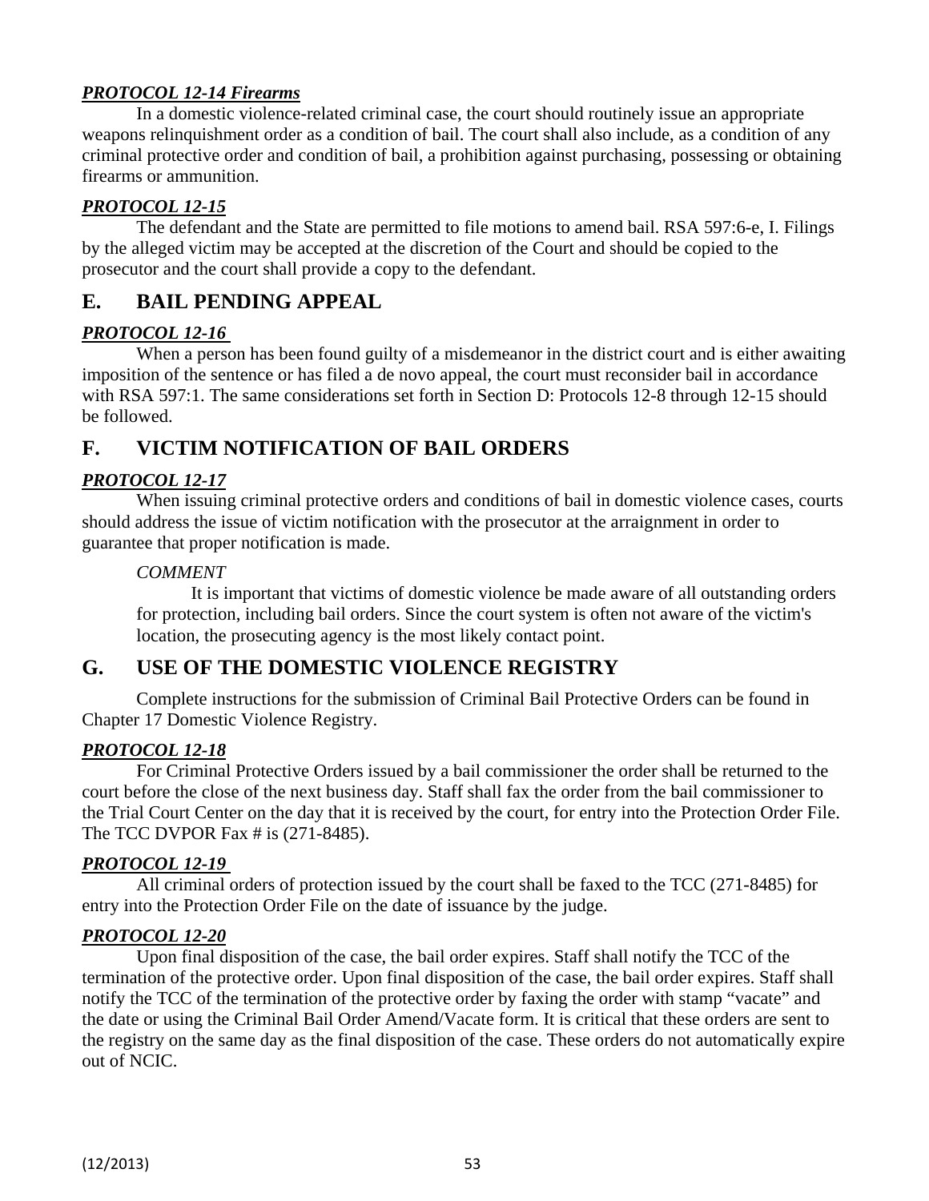***PROTOCOL 12-14 Firearms***

In a domestic violence-related criminal case, the court should routinely issue an appropriate weapons relinquishment order as a condition of bail. The court shall also include, as a condition of any criminal protective order and condition of bail, a prohibition against purchasing, possessing or obtaining firearms or ammunition.

***PROTOCOL 12-15***

The defendant and the State are permitted to file motions to amend bail. RSA 597:6-e, I. Filings by the alleged victim may be accepted at the discretion of the Court and should be copied to the prosecutor and the court shall provide a copy to the defendant.

## E. BAIL PENDING APPEAL

***PROTOCOL 12-16***

When a person has been found guilty of a misdemeanor in the district court and is either awaiting imposition of the sentence or has filed a de novo appeal, the court must reconsider bail in accordance with RSA 597:1. The same considerations set forth in Section D: Protocols 12-8 through 12-15 should be followed.

## F. VICTIM NOTIFICATION OF BAIL ORDERS

***PROTOCOL 12-17***

When issuing criminal protective orders and conditions of bail in domestic violence cases, courts should address the issue of victim notification with the prosecutor at the arraignment in order to guarantee that proper notification is made.

> *COMMENT*
>
> It is important that victims of domestic violence be made aware of all outstanding orders for protection, including bail orders. Since the court system is often not aware of the victim's location, the prosecuting agency is the most likely contact point.

## G. USE OF THE DOMESTIC VIOLENCE REGISTRY

Complete instructions for the submission of Criminal Bail Protective Orders can be found in Chapter 17 Domestic Violence Registry.

***PROTOCOL 12-18***

For Criminal Protective Orders issued by a bail commissioner the order shall be returned to the court before the close of the next business day. Staff shall fax the order from the bail commissioner to the Trial Court Center on the day that it is received by the court, for entry into the Protection Order File. The TCC DVPOR Fax # is (271-8485).

***PROTOCOL 12-19***

All criminal orders of protection issued by the court shall be faxed to the TCC (271-8485) for entry into the Protection Order File on the date of issuance by the judge.

***PROTOCOL 12-20***

Upon final disposition of the case, the bail order expires. Staff shall notify the TCC of the termination of the protective order. Upon final disposition of the case, the bail order expires. Staff shall notify the TCC of the termination of the protective order by faxing the order with stamp "vacate" and the date or using the Criminal Bail Order Amend/Vacate form. It is critical that these orders are sent to the registry on the same day as the final disposition of the case. These orders do not automatically expire out of NCIC.